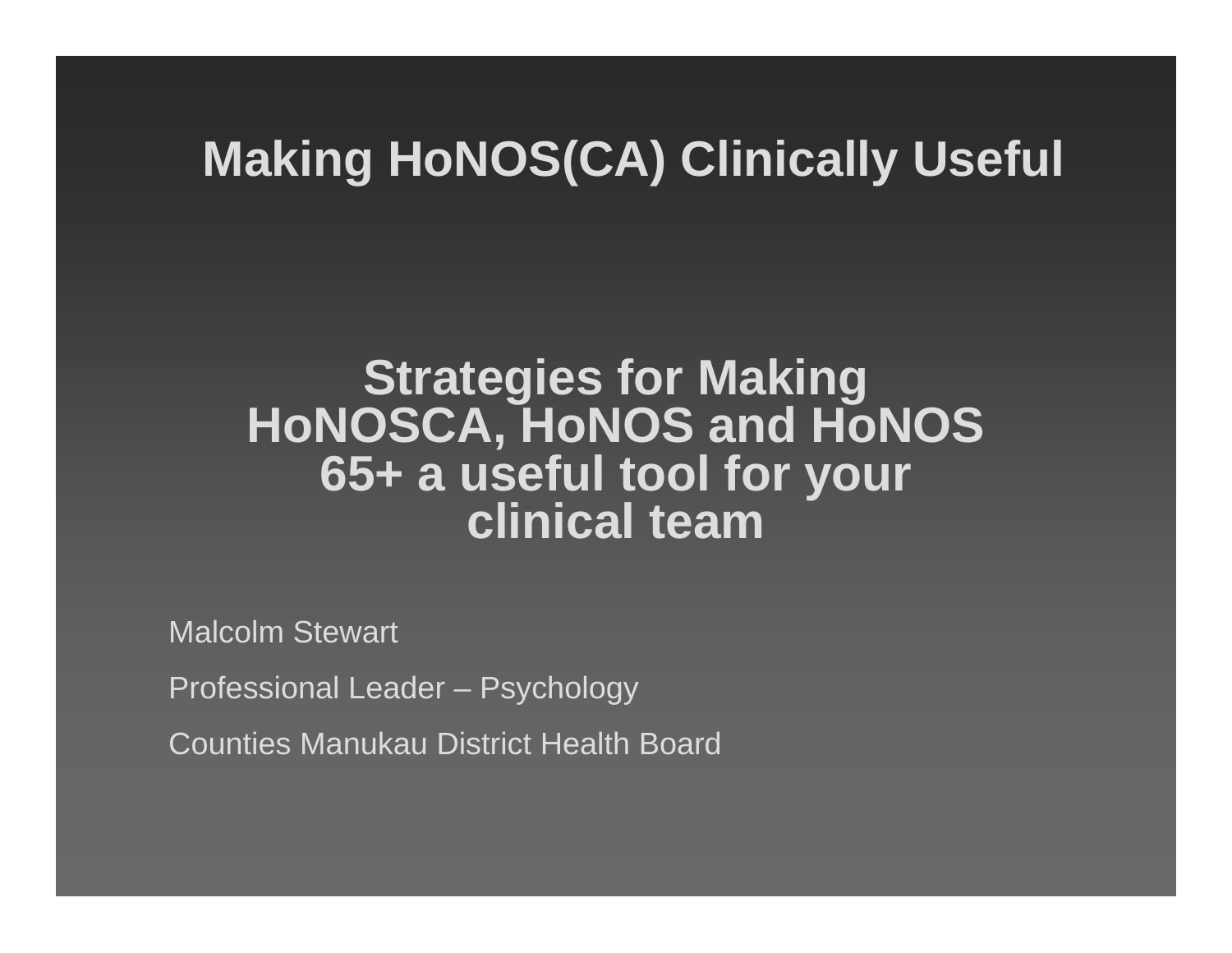# Making HoNOS(CA) Clinically Useful

## Strategies for Making HoNOSCA, HoNOS and HoNOS 65+ a useful tool for your clinical team

Malcolm Stewart

Professional Leader – Psychology

Counties Manukau District Health Board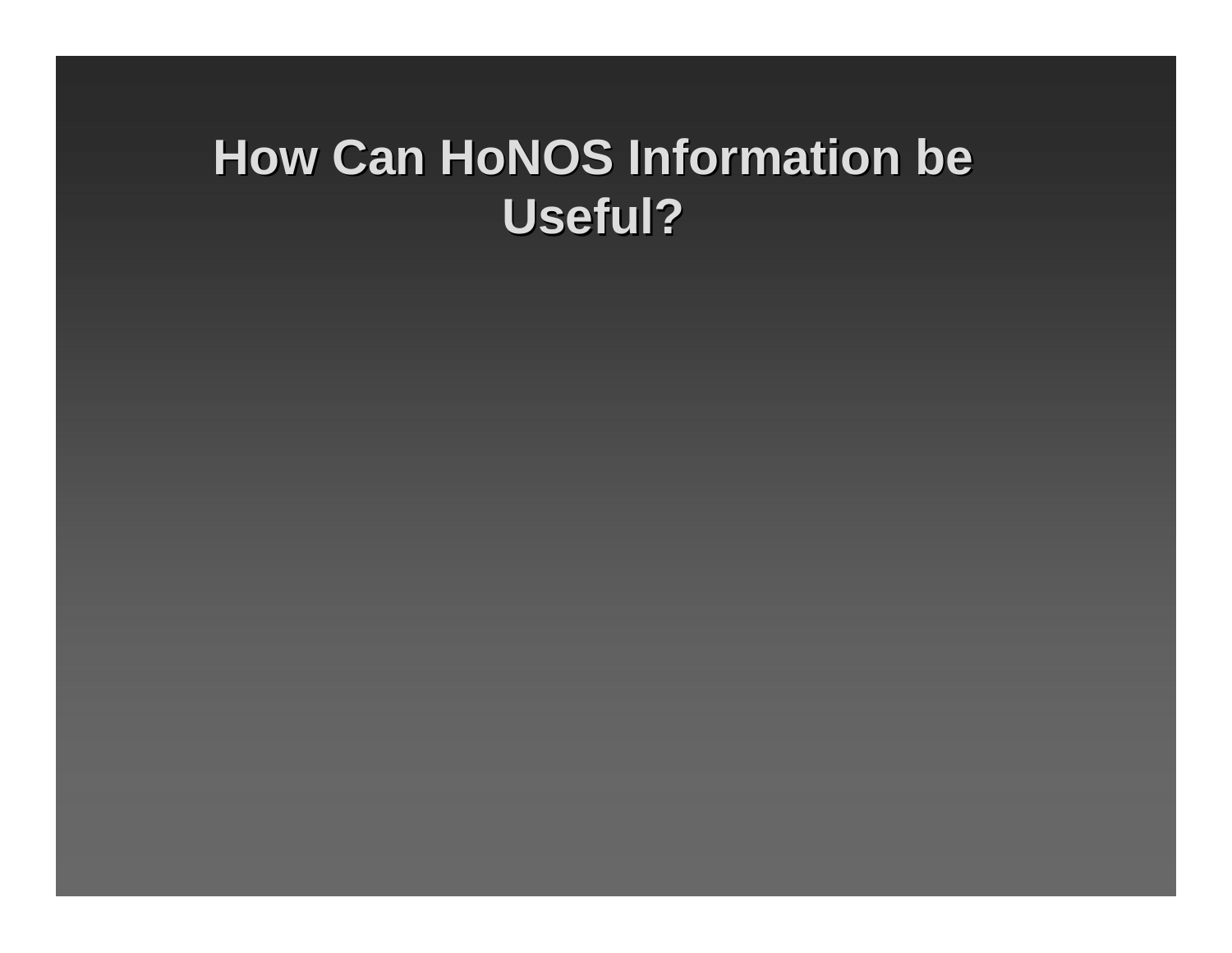# How Can HoNOS Information be Useful?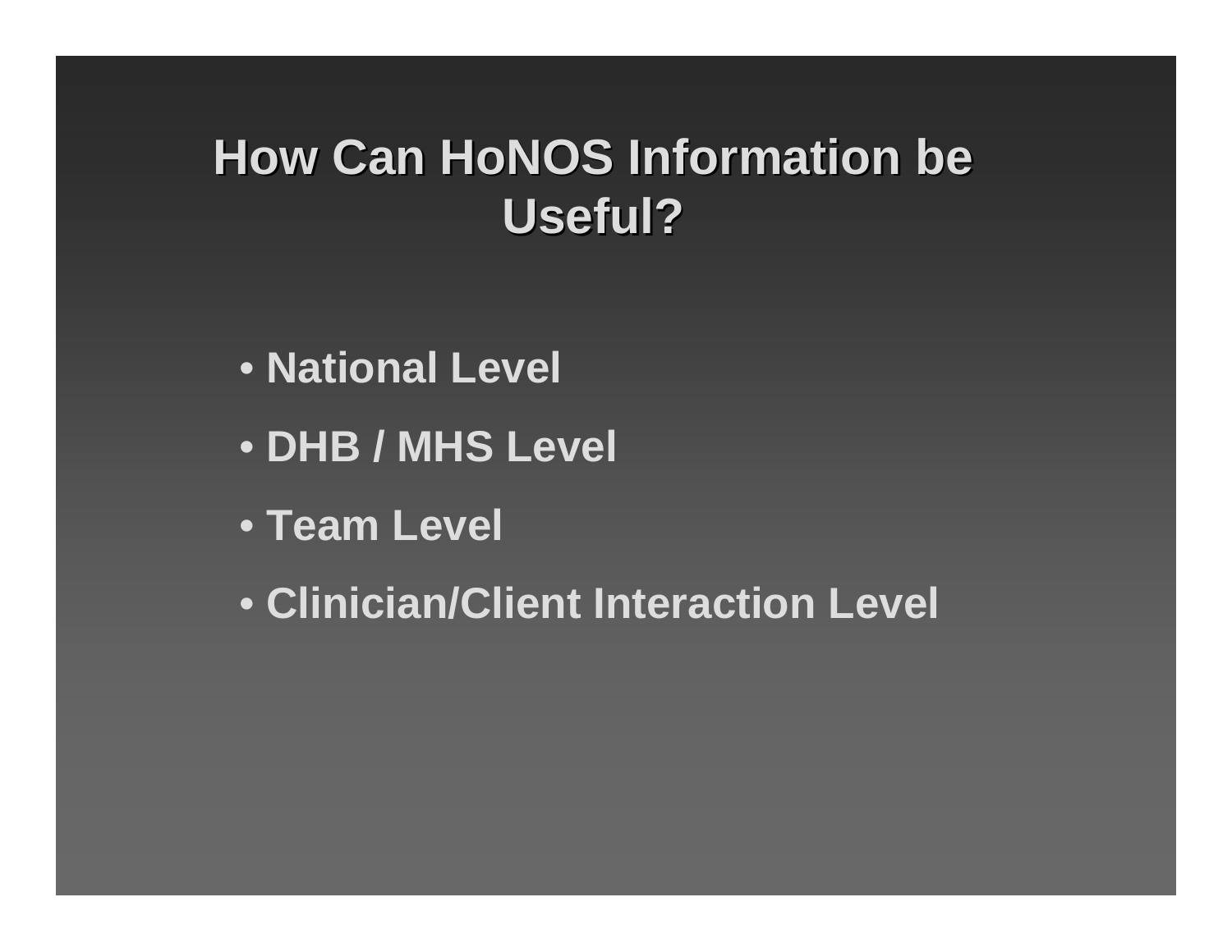# How Can HoNOS Information be Useful?

- National Level
- DHB / MHS Level
- Team Level
- Clinician/Client Interaction Level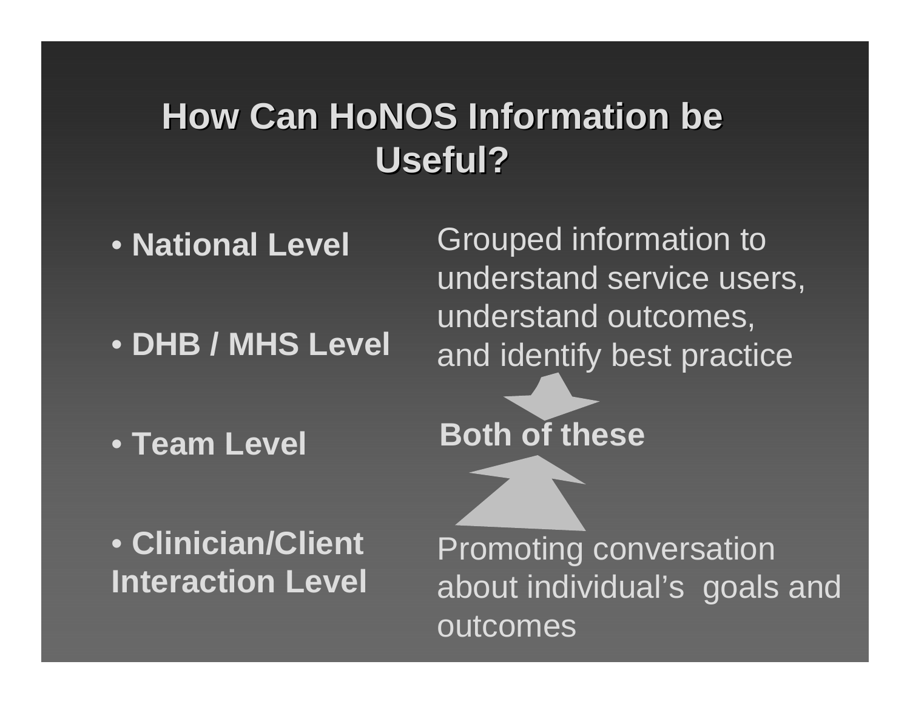# How Can HoNOS Information be Useful?

- **National Level**
- **DHB / MHS Level**
- **Team Level**
- **Clinician/Client Interaction Level**

Grouped information to understand service users, understand outcomes, and identify best practice

**Both of these**

Promoting conversation about individual's goals and outcomes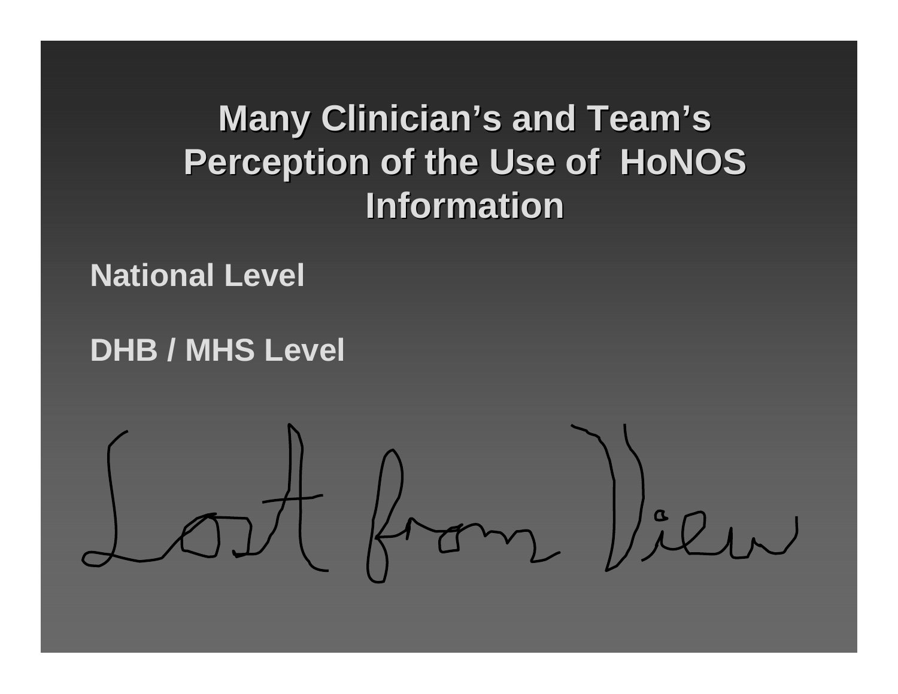# Many Clinician's and Team's Perception of the Use of HoNOS Information

**National Level**

**DHB / MHS Level**

Lost from View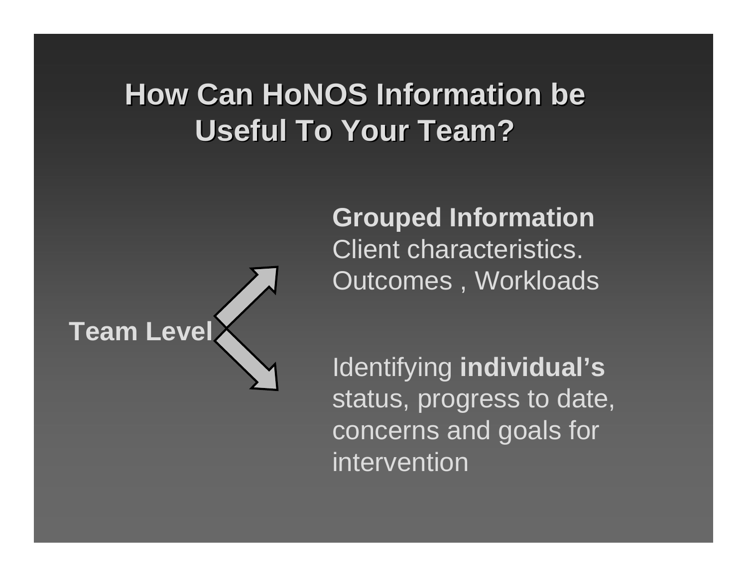# How Can HoNOS Information be Useful To Your Team?

**Team Level**

**Grouped Information**
Client characteristics.
Outcomes , Workloads

Identifying **individual's** status, progress to date, concerns and goals for intervention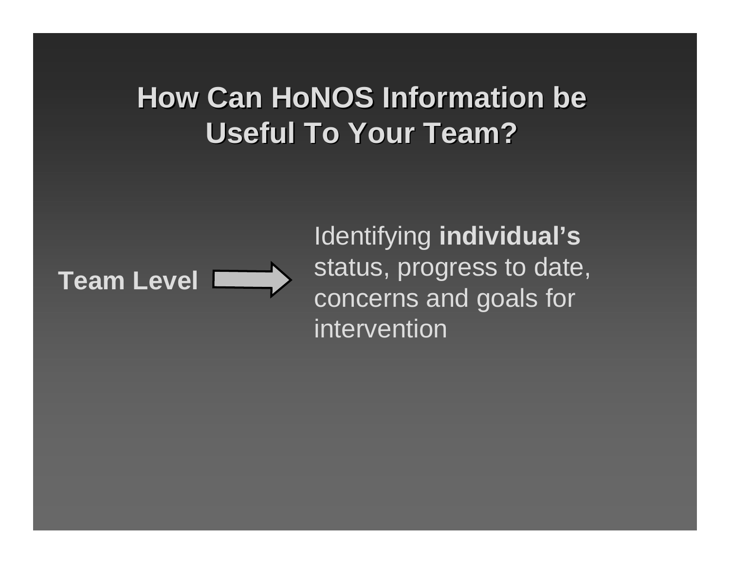# How Can HoNOS Information be Useful To Your Team?

**Team Level** → Identifying **individual's** status, progress to date, concerns and goals for intervention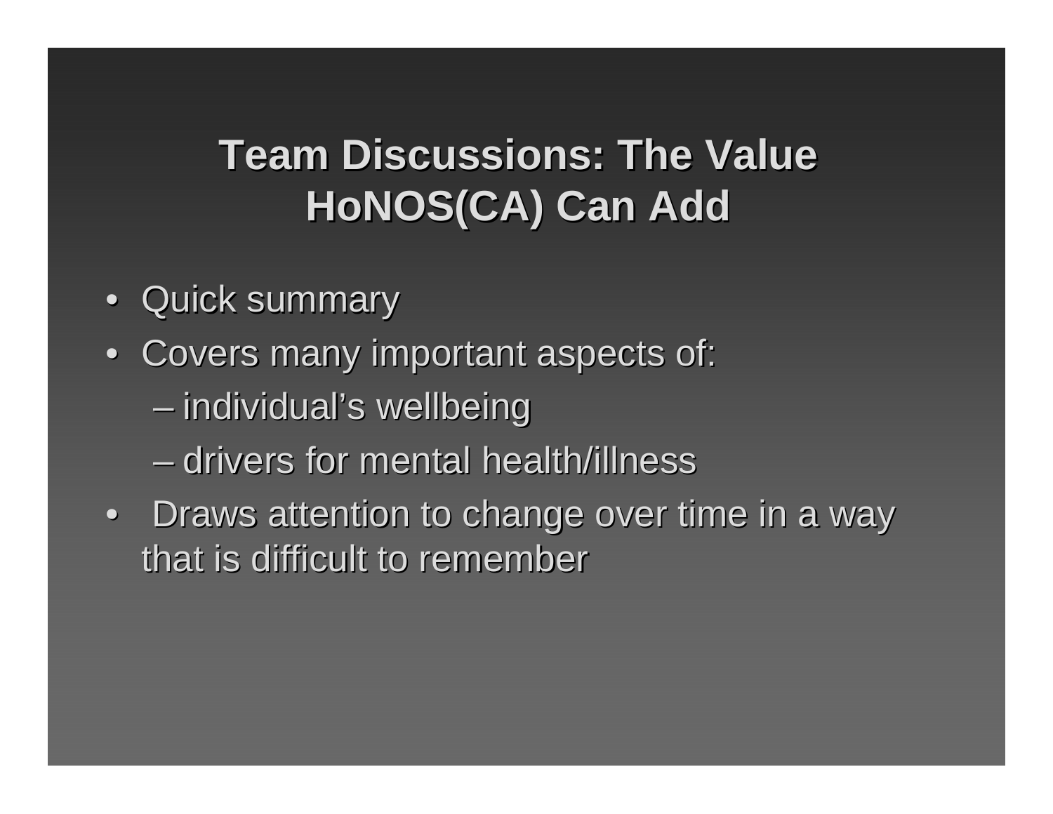# Team Discussions: The Value HoNOS(CA) Can Add

- Quick summary
- Covers many important aspects of:
  - individual's wellbeing
  - drivers for mental health/illness
- Draws attention to change over time in a way that is difficult to remember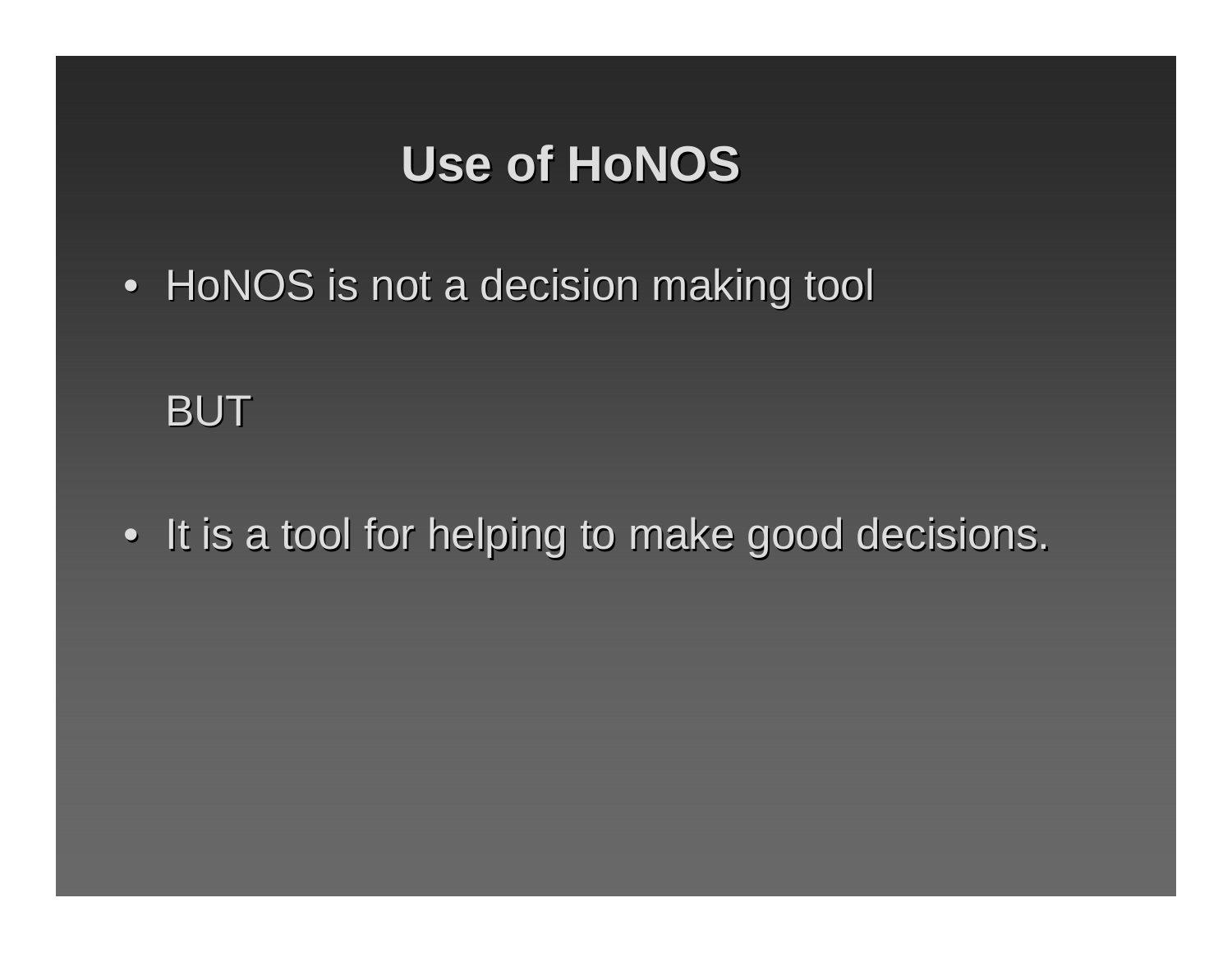# Use of HoNOS

- HoNOS is not a decision making tool

  BUT

- It is a tool for helping to make good decisions.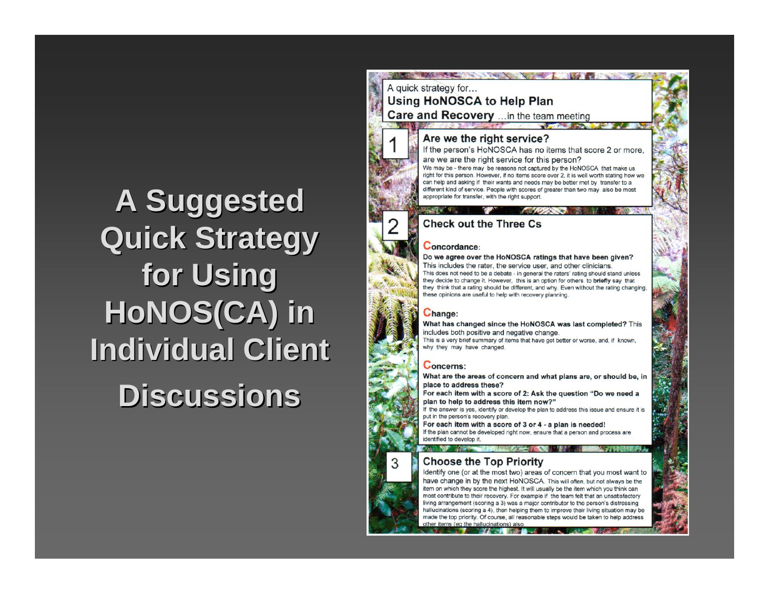# A Suggested Quick Strategy for Using HoNOS(CA) in Individual Client Discussions

A quick strategy for...
**Using HoNOSCA to Help Plan Care and Recovery** ...in the team meeting

## 1 Are we the right service?

If the person's HoNOSCA has no items that score 2 or more, are we are the right service for this person?

We may be - there may be reasons not captured by the HoNOSCA that make us right for this person. However, if no items score over 2, it is well worth stating how we can help and asking if their wants and needs may be better met by transfer to a different kind of service. People with scores of greater than two may also be most appropriate for transfer, with the right support.

## 2 Check out the Three Cs

### Concordance:

**Do we agree over the HoNOSCA ratings that have been given?** This includes the rater, the service user, and other clinicians.

This does not need to be a debate - in general the raters' rating should stand unless they decide to change it. However, this is an option for others to **briefly** say that they think that a rating should be different, and why. Even without the rating changing, these opinions are useful to help with recovery planning.

### Change:

**What has changed since the HoNOSCA was last completed?** This includes both positive and negative change.

This is a very brief summary of items that have got better or worse, and, if known, why they may have changed.

### Concerns:

**What are the areas of concern and what plans are, or should be, in place to address these?**

**For each item with a score of 2: Ask the question "Do we need a plan to help to address this item now?"**

If the answer is yes, identify or develop the plan to address this issue and ensure it is put in the person's recovery plan.

**For each item with a score of 3 or 4 - a plan is needed!**

If the plan cannot be developed right now, ensure that a person and process are identified to develop it.

## 3 Choose the Top Priority

Identify one (or at the most two) areas of concern that you most want to have change in by the next HoNOSCA. This will often, but not always be the item on which they score the highest. It will usually be the item which you think can most contribute to their recovery. For example if the team felt that an unsatisfactory living arrangement (scoring a 3) was a major contributor to the person's distressing hallucinations (scoring a 4), then helping them to improve their living situation may be made the top priority. Of course, all reasonable steps would be taken to help address other items (eg the hallucinations) also.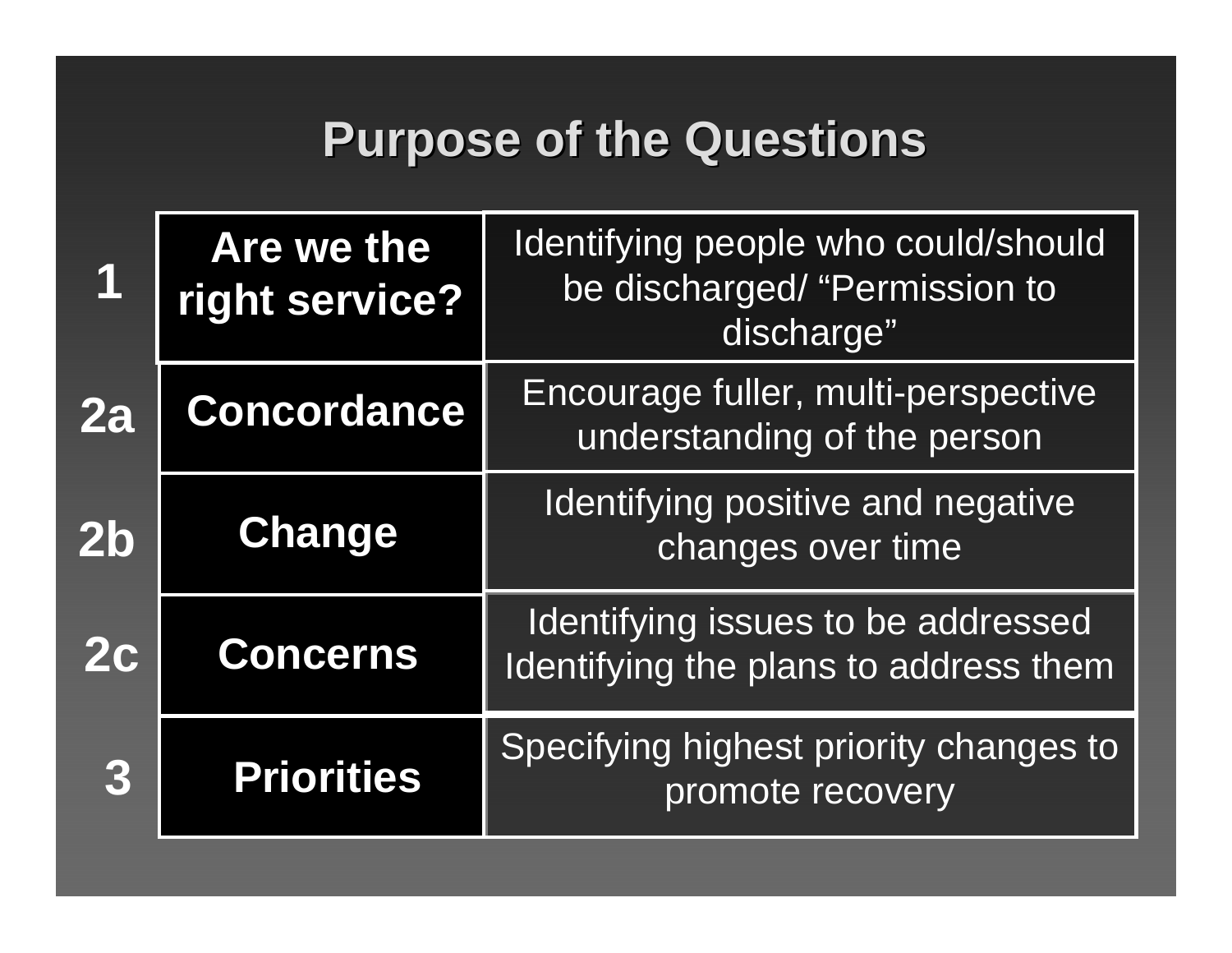# Purpose of the Questions

| | | |
|---|---|---|
| 1 | **Are we the right service?** | Identifying people who could/should be discharged/ "Permission to discharge" |
| 2a | **Concordance** | Encourage fuller, multi-perspective understanding of the person |
| 2b | **Change** | Identifying positive and negative changes over time |
| 2c | **Concerns** | Identifying issues to be addressed<br>Identifying the plans to address them |
| 3 | **Priorities** | Specifying highest priority changes to promote recovery |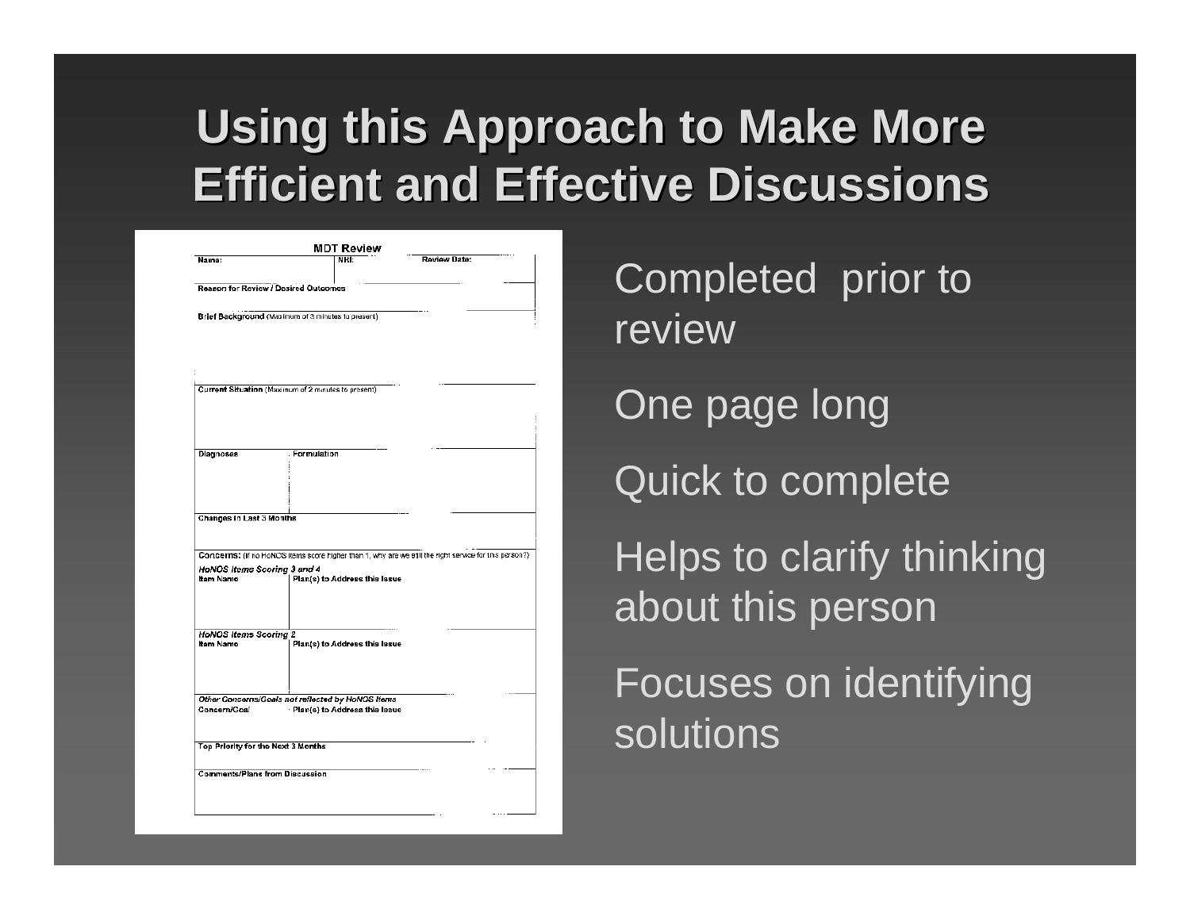# Using this Approach to Make More Efficient and Effective Discussions

**MDT Review**

| Name: | NHI: | Review Date: |
|---|---|---|
| | | |

**Reason for Review / Desired Outcomes**

**Brief Background** (Maximum of 3 minutes to present)

**Current Situation** (Maximum of 2 minutes to present)

| Diagnoses | Formulation |
|---|---|
| | |

**Changes in Last 3 Months**

**Concerns:** (If no HoNOS items score higher than 1, why are we still the right service for this person?)

*HoNOS Items Scoring 3 and 4*

| Item Name | Plan(s) to Address this Issue |
|---|---|
| | |

*HoNOS Items Scoring 2*

| Item Name | Plan(s) to Address this Issue |
|---|---|
| | |

*Other Concerns/Goals not reflected by HoNOS Items*

| Concern/Goal | Plan(s) to Address this Issue |
|---|---|
| | |

**Top Priority for the Next 3 Months**

**Comments/Plans from Discussion**

- Completed prior to review
- One page long
- Quick to complete
- Helps to clarify thinking about this person
- Focuses on identifying solutions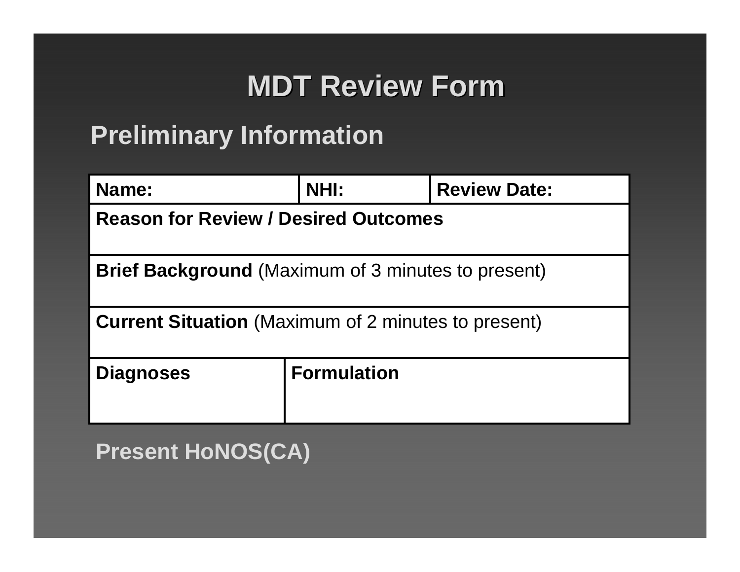# MDT Review Form

## Preliminary Information

| Name: | NHI: | Review Date: |
|---|---|---|
| **Reason for Review / Desired Outcomes** | | |
| **Brief Background** (Maximum of 3 minutes to present) | | |
| **Current Situation** (Maximum of 2 minutes to present) | | |
| **Diagnoses** | **Formulation** | |

**Present HoNOS(CA)**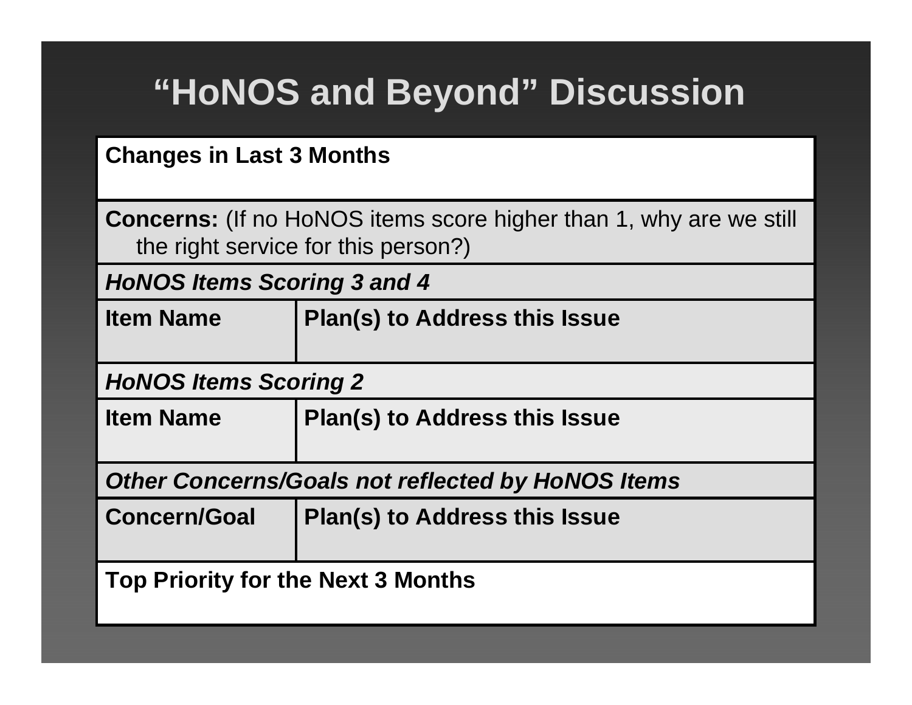# "HoNOS and Beyond" Discussion

| | |
|---|---|
| **Changes in Last 3 Months** | |
| **Concerns:** (If no HoNOS items score higher than 1, why are we still the right service for this person?) | |
| ***HoNOS Items Scoring 3 and 4*** | |
| **Item Name** | **Plan(s) to Address this Issue** |
| ***HoNOS Items Scoring 2*** | |
| **Item Name** | **Plan(s) to Address this Issue** |
| ***Other Concerns/Goals not reflected by HoNOS Items*** | |
| **Concern/Goal** | **Plan(s) to Address this Issue** |
| **Top Priority for the Next 3 Months** | |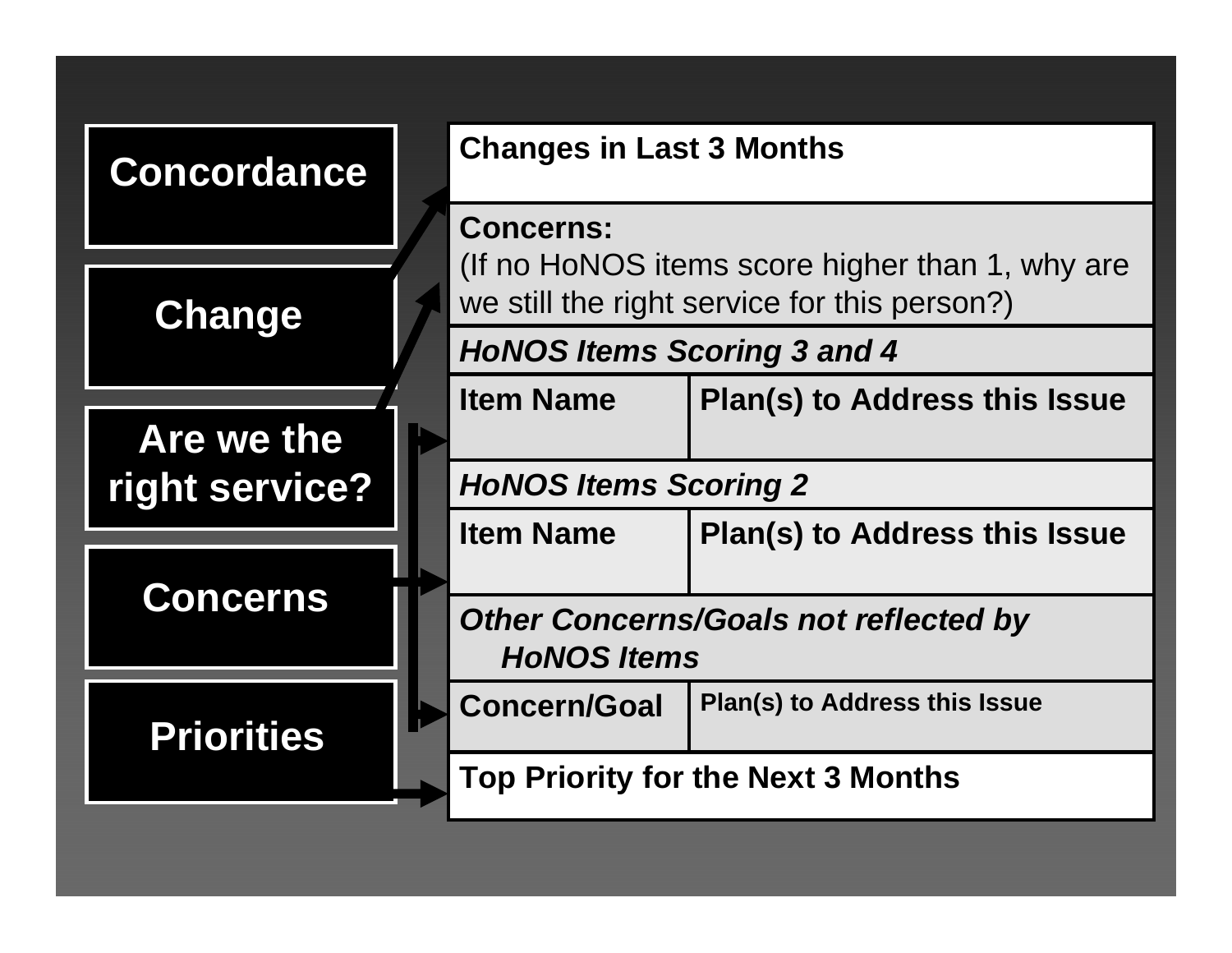**Concordance**

**Change**

**Are we the right service?**

**Concerns**

**Priorities**

| **Changes in Last 3 Months** | |
|---|---|
| **Concerns:** (If no HoNOS items score higher than 1, why are we still the right service for this person?) | |
| ***HoNOS Items Scoring 3 and 4*** | |
| **Item Name** | **Plan(s) to Address this Issue** |
| ***HoNOS Items Scoring 2*** | |
| **Item Name** | **Plan(s) to Address this Issue** |
| ***Other Concerns/Goals not reflected by HoNOS Items*** | |
| **Concern/Goal** | **Plan(s) to Address this Issue** |
| **Top Priority for the Next 3 Months** | |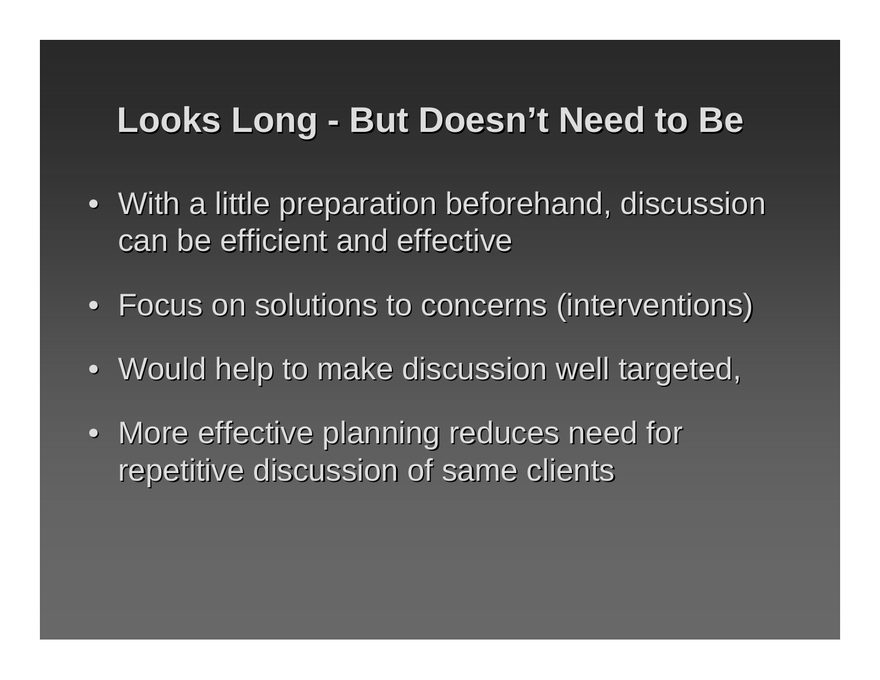# Looks Long - But Doesn't Need to Be

- With a little preparation beforehand, discussion can be efficient and effective
- Focus on solutions to concerns (interventions)
- Would help to make discussion well targeted,
- More effective planning reduces need for repetitive discussion of same clients